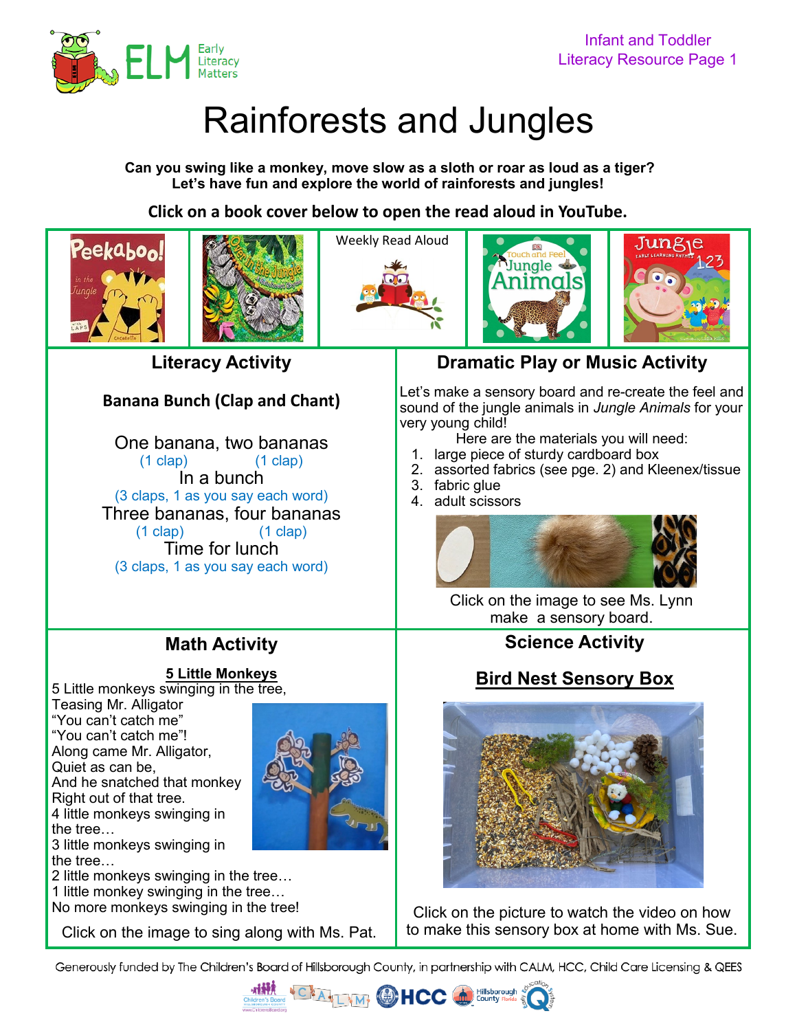Infant and Toddler
Literacy Resource Page 1

# Rainforests and Jungles

**Can you swing like a monkey, move slow as a sloth or roar as loud as a tiger?**
**Let's have fun and explore the world of rainforests and jungles!**

**Click on a book cover below to open the read aloud in YouTube.**

Weekly Read Aloud

## Literacy Activity

### Banana Bunch (Clap and Chant)

One banana, two bananas
(1 clap) (1 clap)
In a bunch
(3 claps, 1 as you say each word)
Three bananas, four bananas
(1 clap) (1 clap)
Time for lunch
(3 claps, 1 as you say each word)

## Dramatic Play or Music Activity

Let's make a sensory board and re-create the feel and sound of the jungle animals in *Jungle Animals* for your very young child!

Here are the materials you will need:

1. large piece of sturdy cardboard box
2. assorted fabrics (see pge. 2) and Kleenex/tissue
3. fabric glue
4. adult scissors

Click on the image to see Ms. Lynn make a sensory board.

## Math Activity

**5 Little Monkeys**

5 Little monkeys swinging in the tree,
Teasing Mr. Alligator
"You can't catch me"
"You can't catch me"!
Along came Mr. Alligator,
Quiet as can be,
And he snatched that monkey
Right out of that tree.
4 little monkeys swinging in the tree…
3 little monkeys swinging in the tree…
2 little monkeys swinging in the tree…
1 little monkey swinging in the tree…
No more monkeys swinging in the tree!

Click on the image to sing along with Ms. Pat.

## Science Activity

**Bird Nest Sensory Box**

Click on the picture to watch the video on how to make this sensory box at home with Ms. Sue.

Generously funded by The Children's Board of Hillsborough County, in partnership with CALM, HCC, Child Care Licensing & QEES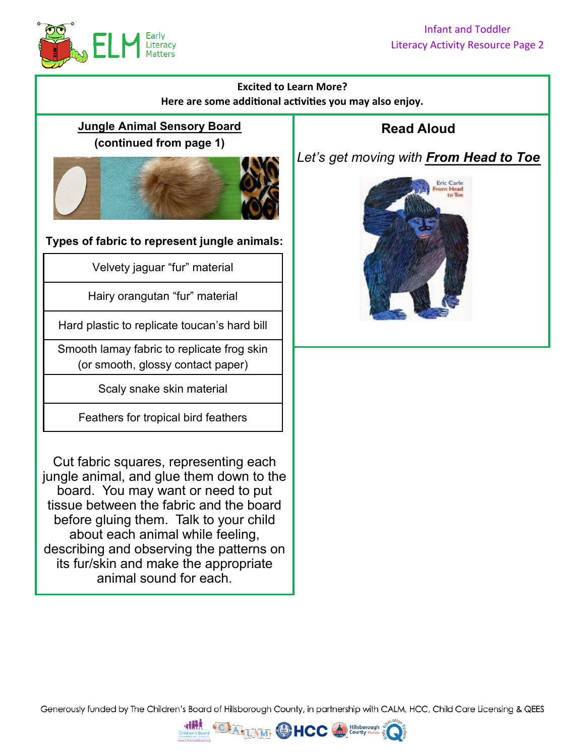**Excited to Learn More?**
**Here are some additional activities you may also enjoy.**

## Jungle Animal Sensory Board
**(continued from page 1)**

**Types of fabric to represent jungle animals:**

| |
|---|
| Velvety jaguar “fur” material |
| Hairy orangutan “fur” material |
| Hard plastic to replicate toucan’s hard bill |
| Smooth lamay fabric to replicate frog skin (or smooth, glossy contact paper) |
| Scaly snake skin material |
| Feathers for tropical bird feathers |

Cut fabric squares, representing each jungle animal, and glue them down to the board. You may want or need to put tissue between the fabric and the board before gluing them. Talk to your child about each animal while feeling, describing and observing the patterns on its fur/skin and make the appropriate animal sound for each.

## Read Aloud

*Let’s get moving with **From Head to Toe***

Generously funded by The Children’s Board of Hillsborough County, in partnership with CALM, HCC, Child Care Licensing & QEES